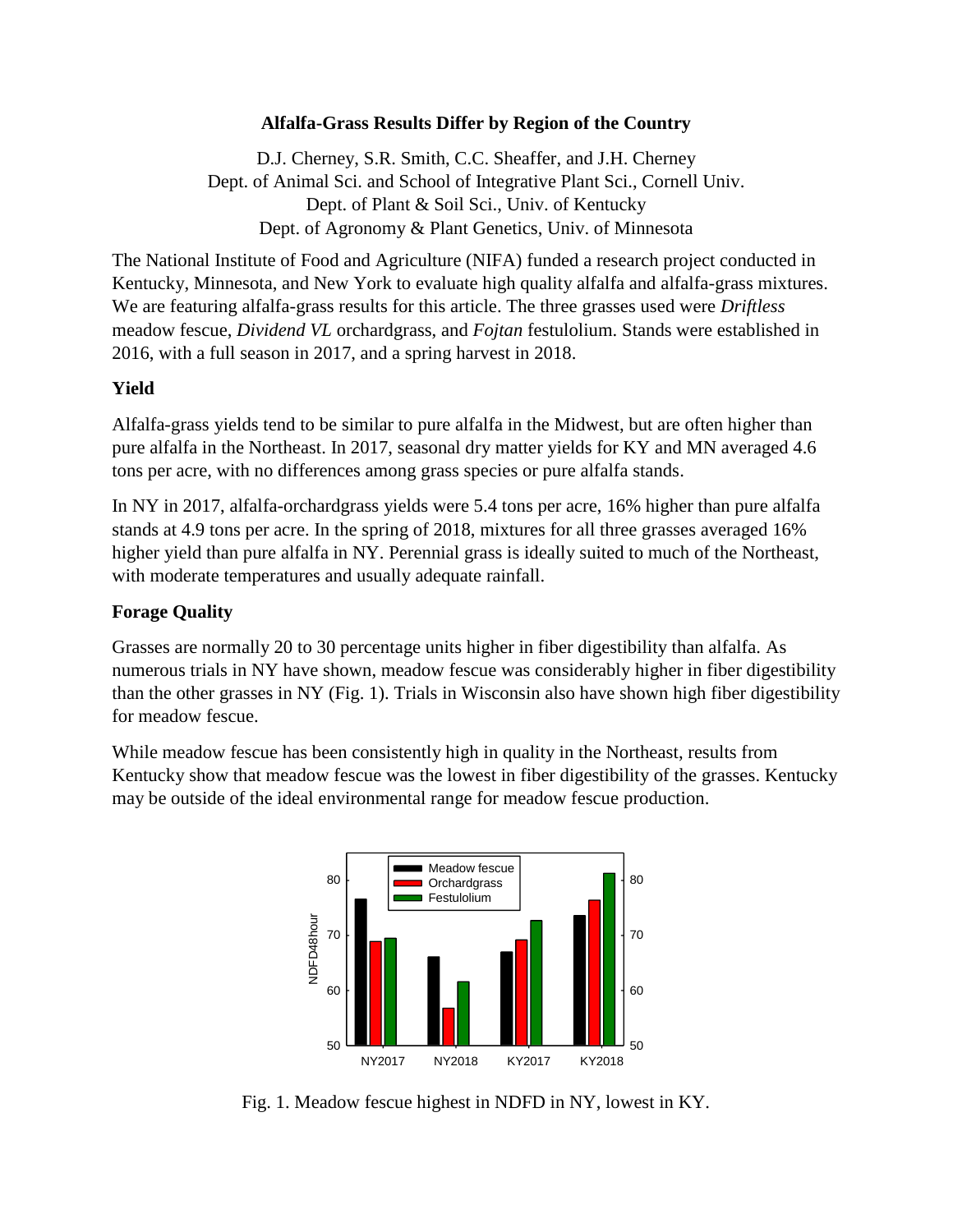## Alfalfa-Grass Results Differ by Region of the Country

D.J. Cherney, S.R. Smith, C.C. Sheaffer, and J.H. Cherney
Dept. of Animal Sci. and School of Integrative Plant Sci., Cornell Univ.
Dept. of Plant & Soil Sci., Univ. of Kentucky
Dept. of Agronomy & Plant Genetics, Univ. of Minnesota

The National Institute of Food and Agriculture (NIFA) funded a research project conducted in Kentucky, Minnesota, and New York to evaluate high quality alfalfa and alfalfa-grass mixtures. We are featuring alfalfa-grass results for this article. The three grasses used were *Driftless* meadow fescue, *Dividend VL* orchardgrass, and *Fojtan* festulolium. Stands were established in 2016, with a full season in 2017, and a spring harvest in 2018.

### Yield

Alfalfa-grass yields tend to be similar to pure alfalfa in the Midwest, but are often higher than pure alfalfa in the Northeast. In 2017, seasonal dry matter yields for KY and MN averaged 4.6 tons per acre, with no differences among grass species or pure alfalfa stands.

In NY in 2017, alfalfa-orchardgrass yields were 5.4 tons per acre, 16% higher than pure alfalfa stands at 4.9 tons per acre. In the spring of 2018, mixtures for all three grasses averaged 16% higher yield than pure alfalfa in NY. Perennial grass is ideally suited to much of the Northeast, with moderate temperatures and usually adequate rainfall.

### Forage Quality

Grasses are normally 20 to 30 percentage units higher in fiber digestibility than alfalfa. As numerous trials in NY have shown, meadow fescue was considerably higher in fiber digestibility than the other grasses in NY (Fig. 1). Trials in Wisconsin also have shown high fiber digestibility for meadow fescue.

While meadow fescue has been consistently high in quality in the Northeast, results from Kentucky show that meadow fescue was the lowest in fiber digestibility of the grasses. Kentucky may be outside of the ideal environmental range for meadow fescue production.

Fig. 1. Meadow fescue highest in NDFD in NY, lowest in KY.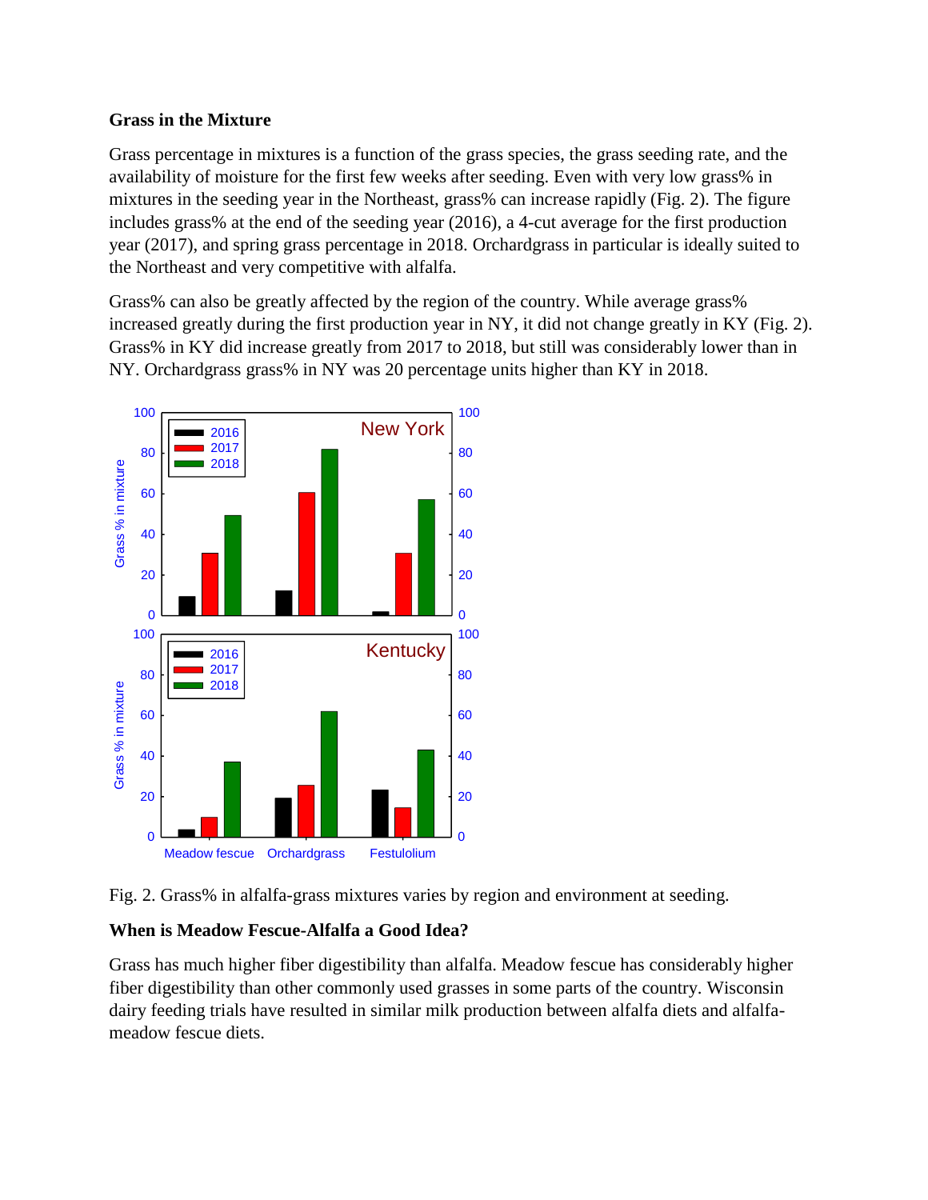**Grass in the Mixture**

Grass percentage in mixtures is a function of the grass species, the grass seeding rate, and the availability of moisture for the first few weeks after seeding. Even with very low grass% in mixtures in the seeding year in the Northeast, grass% can increase rapidly (Fig. 2). The figure includes grass% at the end of the seeding year (2016), a 4-cut average for the first production year (2017), and spring grass percentage in 2018. Orchardgrass in particular is ideally suited to the Northeast and very competitive with alfalfa.

Grass% can also be greatly affected by the region of the country. While average grass% increased greatly during the first production year in NY, it did not change greatly in KY (Fig. 2). Grass% in KY did increase greatly from 2017 to 2018, but still was considerably lower than in NY. Orchardgrass grass% in NY was 20 percentage units higher than KY in 2018.

Fig. 2. Grass% in alfalfa-grass mixtures varies by region and environment at seeding.

**When is Meadow Fescue-Alfalfa a Good Idea?**

Grass has much higher fiber digestibility than alfalfa. Meadow fescue has considerably higher fiber digestibility than other commonly used grasses in some parts of the country. Wisconsin dairy feeding trials have resulted in similar milk production between alfalfa diets and alfalfa-meadow fescue diets.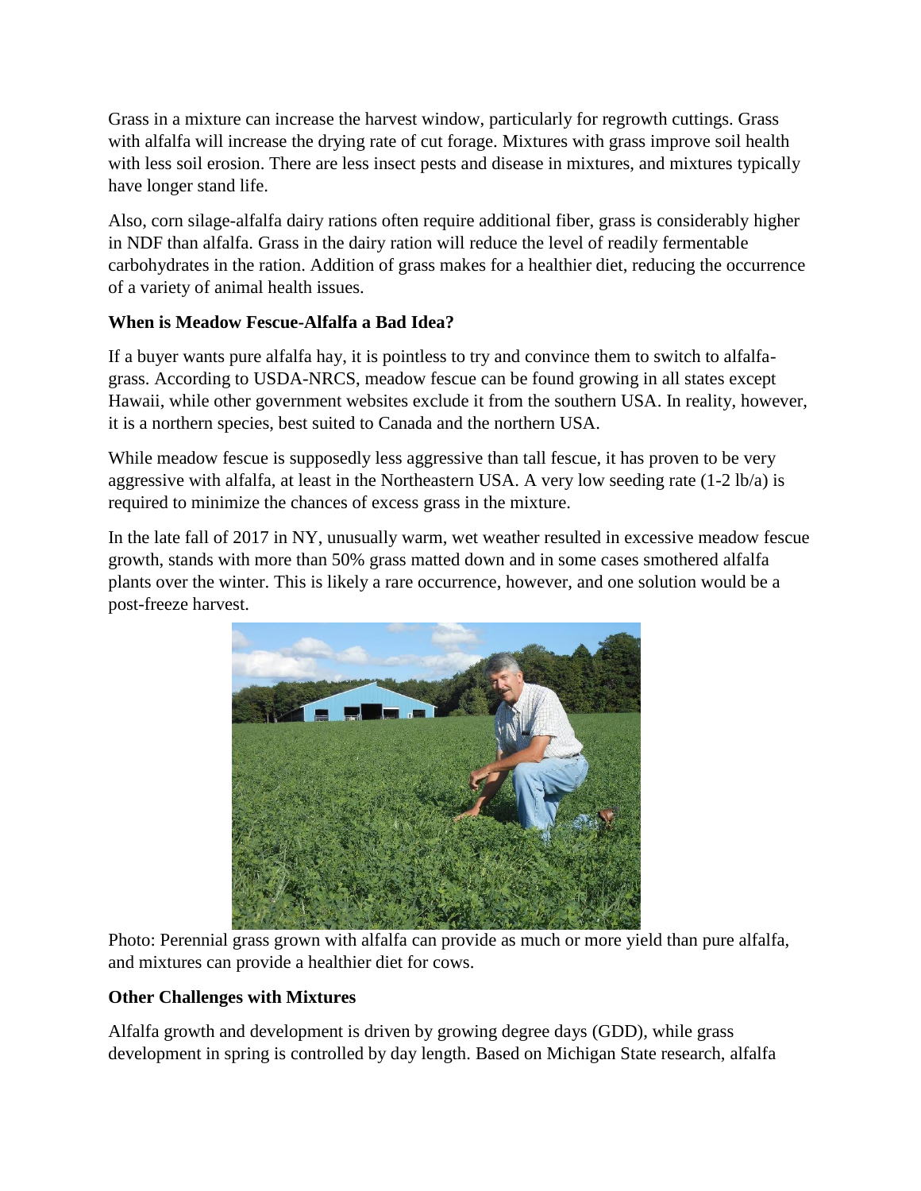Grass in a mixture can increase the harvest window, particularly for regrowth cuttings. Grass with alfalfa will increase the drying rate of cut forage. Mixtures with grass improve soil health with less soil erosion. There are less insect pests and disease in mixtures, and mixtures typically have longer stand life.

Also, corn silage-alfalfa dairy rations often require additional fiber, grass is considerably higher in NDF than alfalfa. Grass in the dairy ration will reduce the level of readily fermentable carbohydrates in the ration. Addition of grass makes for a healthier diet, reducing the occurrence of a variety of animal health issues.

**When is Meadow Fescue-Alfalfa a Bad Idea?**

If a buyer wants pure alfalfa hay, it is pointless to try and convince them to switch to alfalfa-grass. According to USDA-NRCS, meadow fescue can be found growing in all states except Hawaii, while other government websites exclude it from the southern USA. In reality, however, it is a northern species, best suited to Canada and the northern USA.

While meadow fescue is supposedly less aggressive than tall fescue, it has proven to be very aggressive with alfalfa, at least in the Northeastern USA. A very low seeding rate (1-2 lb/a) is required to minimize the chances of excess grass in the mixture.

In the late fall of 2017 in NY, unusually warm, wet weather resulted in excessive meadow fescue growth, stands with more than 50% grass matted down and in some cases smothered alfalfa plants over the winter. This is likely a rare occurrence, however, and one solution would be a post-freeze harvest.

Photo: Perennial grass grown with alfalfa can provide as much or more yield than pure alfalfa, and mixtures can provide a healthier diet for cows.

**Other Challenges with Mixtures**

Alfalfa growth and development is driven by growing degree days (GDD), while grass development in spring is controlled by day length. Based on Michigan State research, alfalfa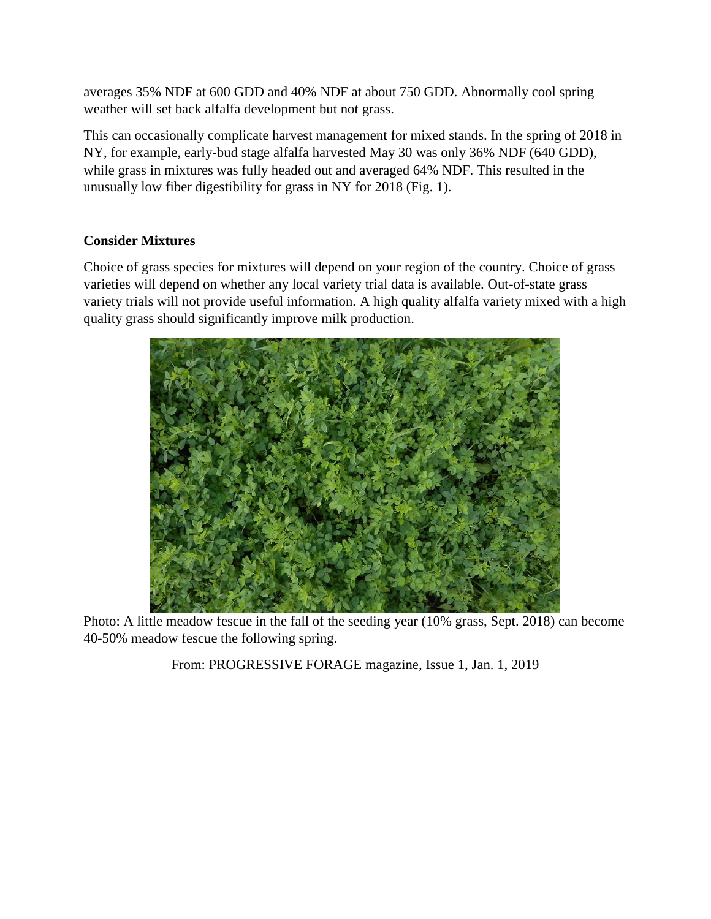averages 35% NDF at 600 GDD and 40% NDF at about 750 GDD. Abnormally cool spring weather will set back alfalfa development but not grass.

This can occasionally complicate harvest management for mixed stands. In the spring of 2018 in NY, for example, early-bud stage alfalfa harvested May 30 was only 36% NDF (640 GDD), while grass in mixtures was fully headed out and averaged 64% NDF. This resulted in the unusually low fiber digestibility for grass in NY for 2018 (Fig. 1).

**Consider Mixtures**

Choice of grass species for mixtures will depend on your region of the country. Choice of grass varieties will depend on whether any local variety trial data is available. Out-of-state grass variety trials will not provide useful information. A high quality alfalfa variety mixed with a high quality grass should significantly improve milk production.

Photo: A little meadow fescue in the fall of the seeding year (10% grass, Sept. 2018) can become 40-50% meadow fescue the following spring.

From: PROGRESSIVE FORAGE magazine, Issue 1, Jan. 1, 2019